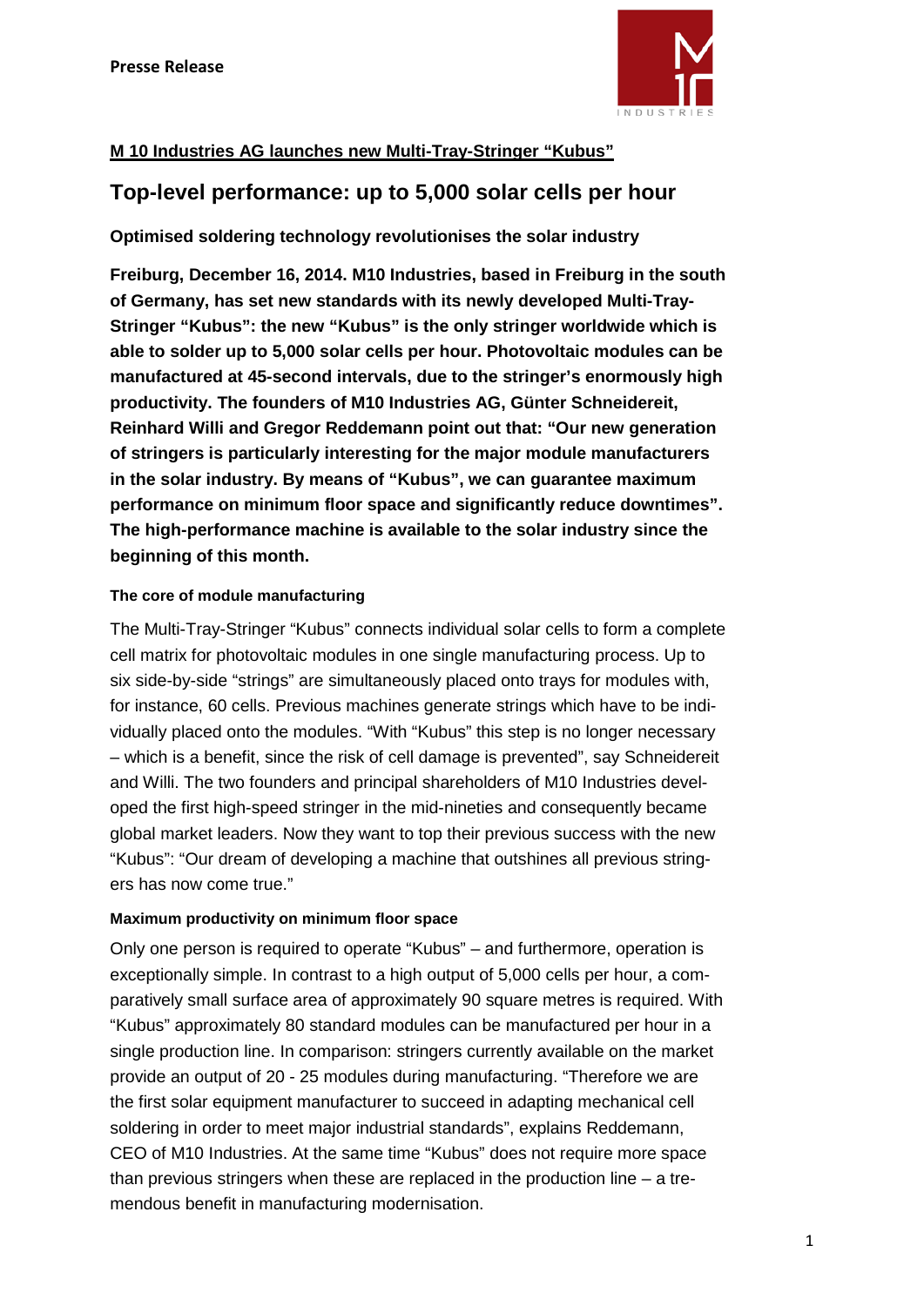**Presse Release**

**M 10 Industries AG launches new Multi-Tray-Stringer "Kubus"**

## Top-level performance: up to 5,000 solar cells per hour

**Optimised soldering technology revolutionises the solar industry**

**Freiburg, December 16, 2014. M10 Industries, based in Freiburg in the south of Germany, has set new standards with its newly developed Multi-Tray-Stringer "Kubus": the new "Kubus" is the only stringer worldwide which is able to solder up to 5,000 solar cells per hour. Photovoltaic modules can be manufactured at 45-second intervals, due to the stringer's enormously high productivity. The founders of M10 Industries AG, Günter Schneidereit, Reinhard Willi and Gregor Reddemann point out that: "Our new generation of stringers is particularly interesting for the major module manufacturers in the solar industry. By means of "Kubus", we can guarantee maximum performance on minimum floor space and significantly reduce downtimes". The high-performance machine is available to the solar industry since the beginning of this month.**

#### The core of module manufacturing

The Multi-Tray-Stringer "Kubus" connects individual solar cells to form a complete cell matrix for photovoltaic modules in one single manufacturing process. Up to six side-by-side "strings" are simultaneously placed onto trays for modules with, for instance, 60 cells. Previous machines generate strings which have to be individually placed onto the modules. "With "Kubus" this step is no longer necessary – which is a benefit, since the risk of cell damage is prevented", say Schneidereit and Willi. The two founders and principal shareholders of M10 Industries developed the first high-speed stringer in the mid-nineties and consequently became global market leaders. Now they want to top their previous success with the new "Kubus": "Our dream of developing a machine that outshines all previous stringers has now come true."

#### Maximum productivity on minimum floor space

Only one person is required to operate "Kubus" – and furthermore, operation is exceptionally simple. In contrast to a high output of 5,000 cells per hour, a comparatively small surface area of approximately 90 square metres is required. With "Kubus" approximately 80 standard modules can be manufactured per hour in a single production line. In comparison: stringers currently available on the market provide an output of 20 - 25 modules during manufacturing. "Therefore we are the first solar equipment manufacturer to succeed in adapting mechanical cell soldering in order to meet major industrial standards", explains Reddemann, CEO of M10 Industries. At the same time "Kubus" does not require more space than previous stringers when these are replaced in the production line – a tremendous benefit in manufacturing modernisation.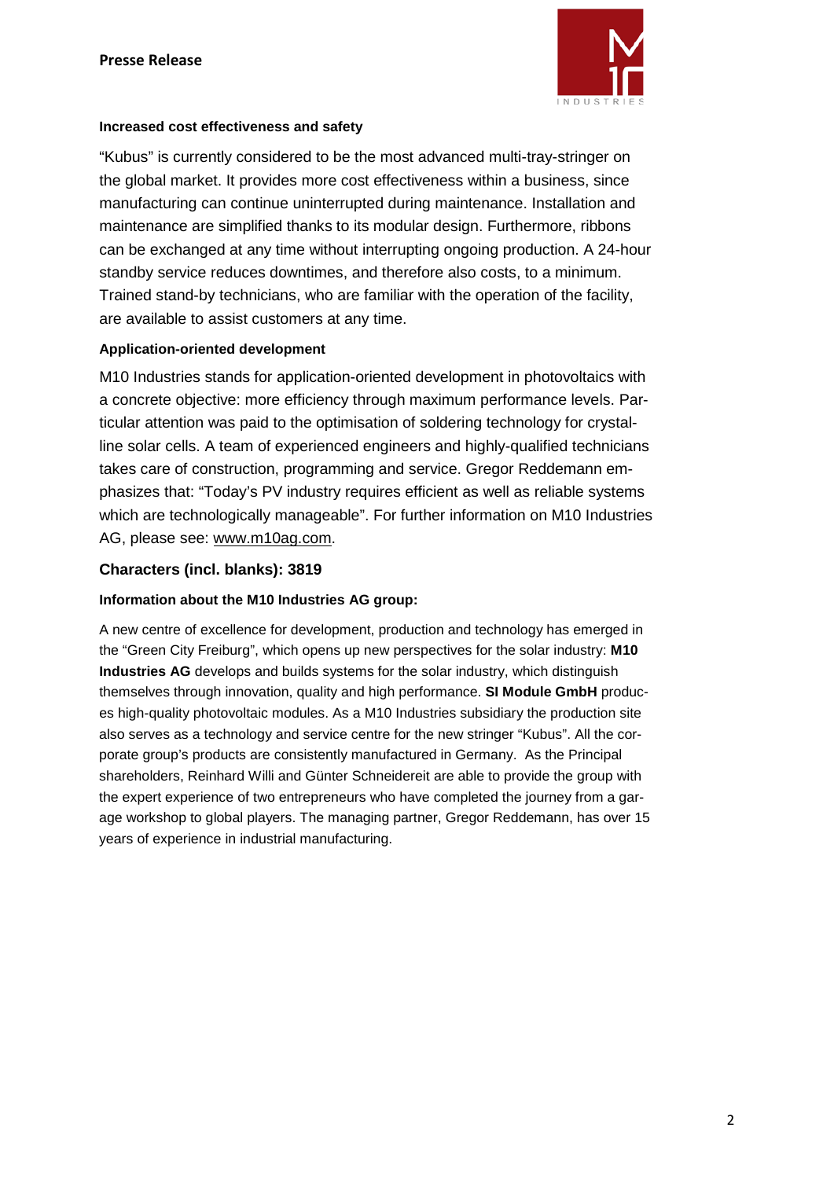### Increased cost effectiveness and safety

"Kubus" is currently considered to be the most advanced multi-tray-stringer on the global market. It provides more cost effectiveness within a business, since manufacturing can continue uninterrupted during maintenance. Installation and maintenance are simplified thanks to its modular design. Furthermore, ribbons can be exchanged at any time without interrupting ongoing production. A 24-hour standby service reduces downtimes, and therefore also costs, to a minimum. Trained stand-by technicians, who are familiar with the operation of the facility, are available to assist customers at any time.

### Application-oriented development

M10 Industries stands for application-oriented development in photovoltaics with a concrete objective: more efficiency through maximum performance levels. Particular attention was paid to the optimisation of soldering technology for crystalline solar cells. A team of experienced engineers and highly-qualified technicians takes care of construction, programming and service. Gregor Reddemann emphasizes that: "Today's PV industry requires efficient as well as reliable systems which are technologically manageable". For further information on M10 Industries AG, please see: www.m10ag.com.

**Characters (incl. blanks): 3819**

### Information about the M10 Industries AG group:

A new centre of excellence for development, production and technology has emerged in the "Green City Freiburg", which opens up new perspectives for the solar industry: **M10 Industries AG** develops and builds systems for the solar industry, which distinguish themselves through innovation, quality and high performance. **SI Module GmbH** produces high-quality photovoltaic modules. As a M10 Industries subsidiary the production site also serves as a technology and service centre for the new stringer "Kubus". All the corporate group's products are consistently manufactured in Germany. As the Principal shareholders, Reinhard Willi and Günter Schneidereit are able to provide the group with the expert experience of two entrepreneurs who have completed the journey from a garage workshop to global players. The managing partner, Gregor Reddemann, has over 15 years of experience in industrial manufacturing.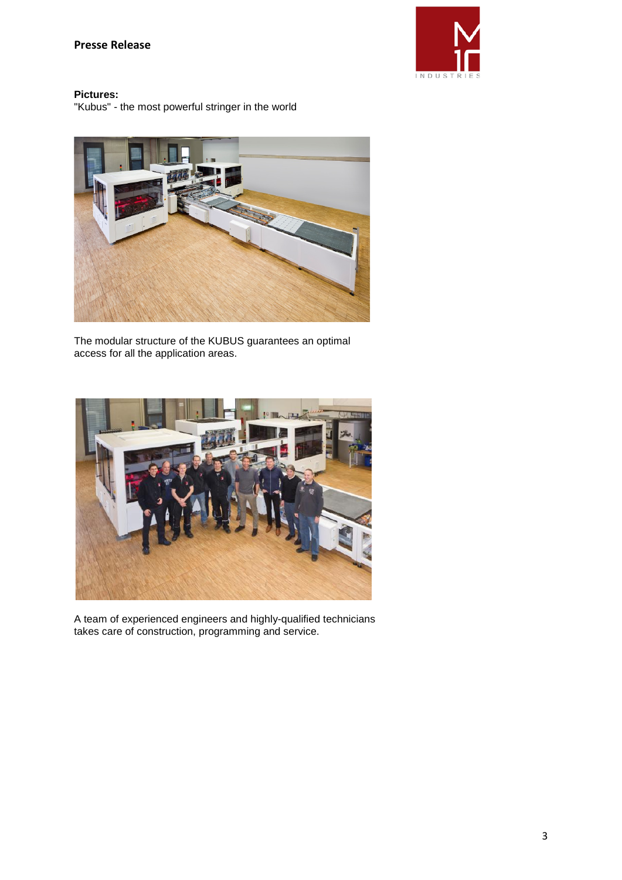**Pictures:**
"Kubus" - the most powerful stringer in the world

The modular structure of the KUBUS guarantees an optimal access for all the application areas.

A team of experienced engineers and highly-qualified technicians takes care of construction, programming and service.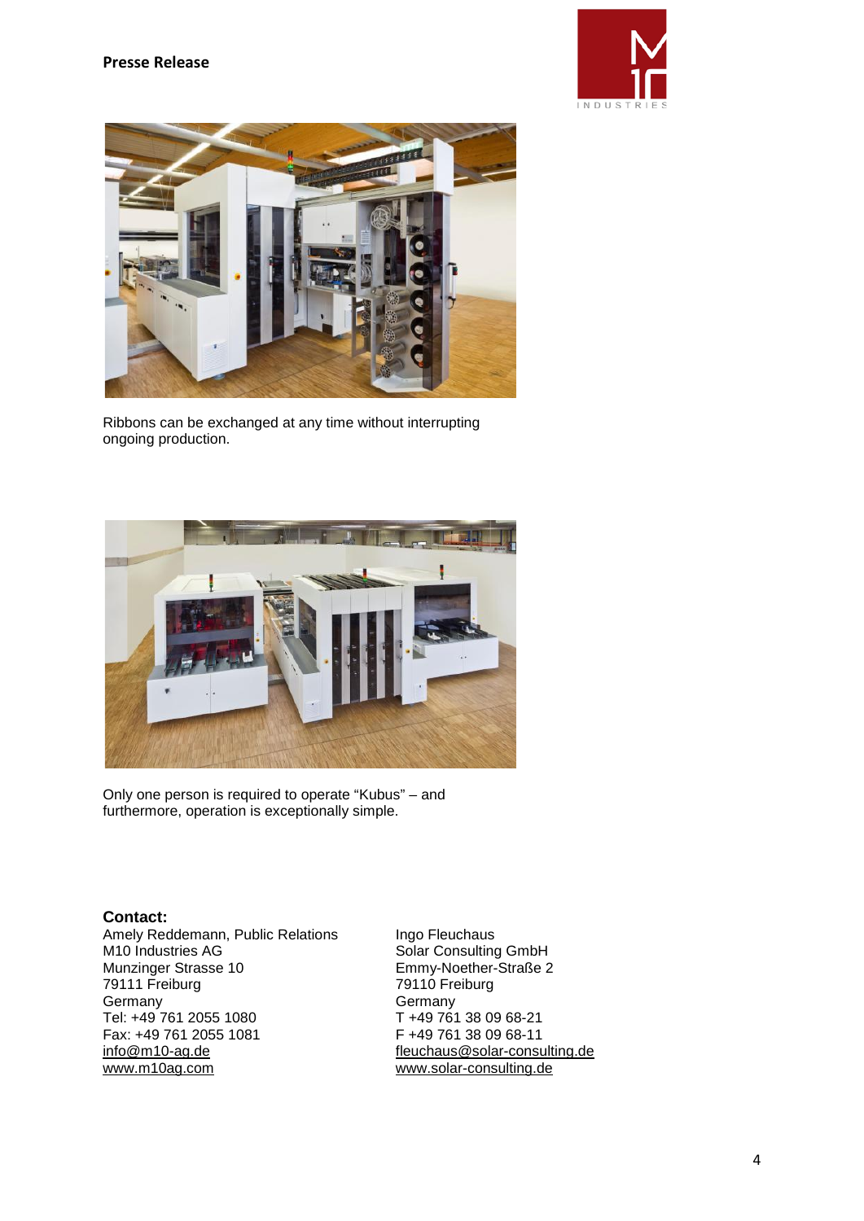Ribbons can be exchanged at any time without interrupting ongoing production.

Only one person is required to operate “Kubus” – and furthermore, operation is exceptionally simple.

**Contact:**

Amely Reddemann, Public Relations
M10 Industries AG
Munzinger Strasse 10
79111 Freiburg
Germany
Tel: +49 761 2055 1080
Fax: +49 761 2055 1081
info@m10-ag.de
www.m10ag.com

Ingo Fleuchaus
Solar Consulting GmbH
Emmy-Noether-Straße 2
79110 Freiburg
Germany
T +49 761 38 09 68-21
F +49 761 38 09 68-11
fleuchaus@solar-consulting.de
www.solar-consulting.de